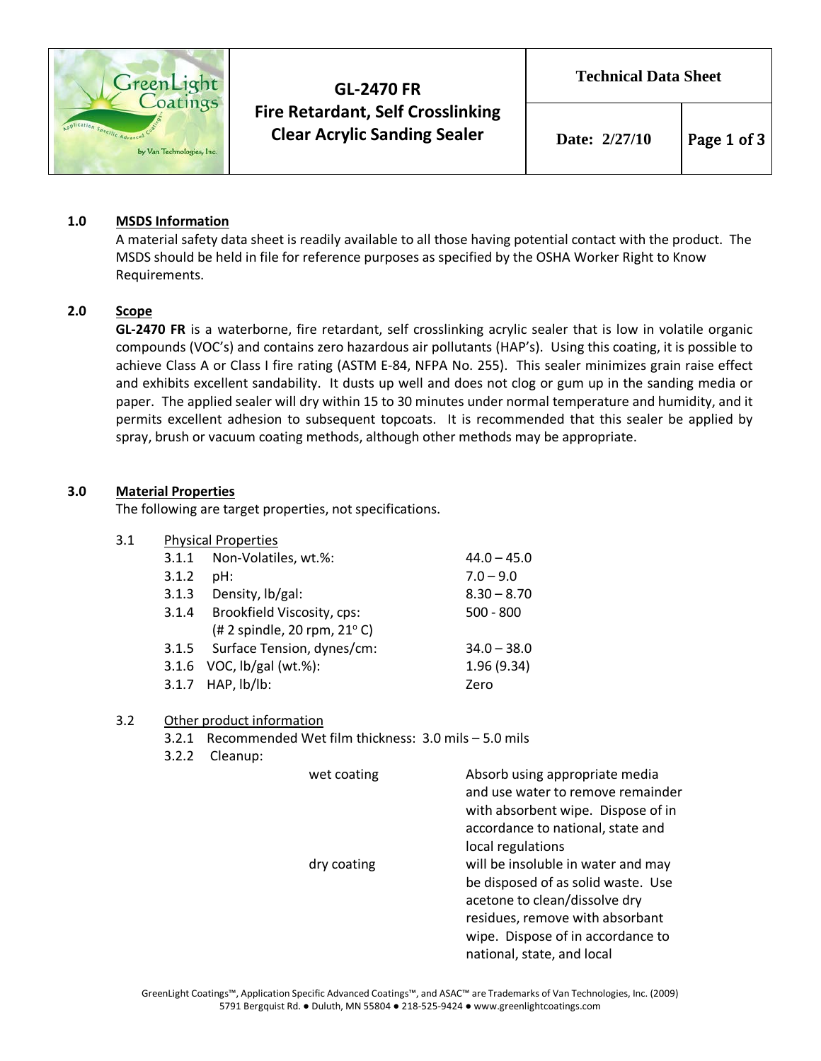# GL-2470 FR
## Fire Retardant, Self Crosslinking Clear Acrylic Sanding Sealer

**Technical Data Sheet**

**Date: 2/27/10**

### 1.0 MSDS Information

A material safety data sheet is readily available to all those having potential contact with the product. The MSDS should be held in file for reference purposes as specified by the OSHA Worker Right to Know Requirements.

### 2.0 Scope

**GL-2470 FR** is a waterborne, fire retardant, self crosslinking acrylic sealer that is low in volatile organic compounds (VOC's) and contains zero hazardous air pollutants (HAP's). Using this coating, it is possible to achieve Class A or Class I fire rating (ASTM E-84, NFPA No. 255). This sealer minimizes grain raise effect and exhibits excellent sandability. It dusts up well and does not clog or gum up in the sanding media or paper. The applied sealer will dry within 15 to 30 minutes under normal temperature and humidity, and it permits excellent adhesion to subsequent topcoats. It is recommended that this sealer be applied by spray, brush or vacuum coating methods, although other methods may be appropriate.

### 3.0 Material Properties

The following are target properties, not specifications.

#### 3.1 Physical Properties

| | Property | Value |
|---|---|---|
| 3.1.1 | Non-Volatiles, wt.%: | 44.0 – 45.0 |
| 3.1.2 | pH: | 7.0 – 9.0 |
| 3.1.3 | Density, lb/gal: | 8.30 – 8.70 |
| 3.1.4 | Brookfield Viscosity, cps: (# 2 spindle, 20 rpm, 21° C) | 500 - 800 |
| 3.1.5 | Surface Tension, dynes/cm: | 34.0 – 38.0 |
| 3.1.6 | VOC, lb/gal (wt.%): | 1.96 (9.34) |
| 3.1.7 | HAP, lb/lb: | Zero |

#### 3.2 Other product information

3.2.1 Recommended Wet film thickness: 3.0 mils – 5.0 mils

3.2.2 Cleanup:

| | |
|---|---|
| wet coating | Absorb using appropriate media and use water to remove remainder with absorbent wipe. Dispose of in accordance to national, state and local regulations |
| dry coating | will be insoluble in water and may be disposed of as solid waste. Use acetone to clean/dissolve dry residues, remove with absorbant wipe. Dispose of in accordance to national, state, and local |

GreenLight Coatings™, Application Specific Advanced Coatings™, and ASAC™ are Trademarks of Van Technologies, Inc. (2009)
5791 Bergquist Rd. ● Duluth, MN 55804 ● 218-525-9424 ● www.greenlightcoatings.com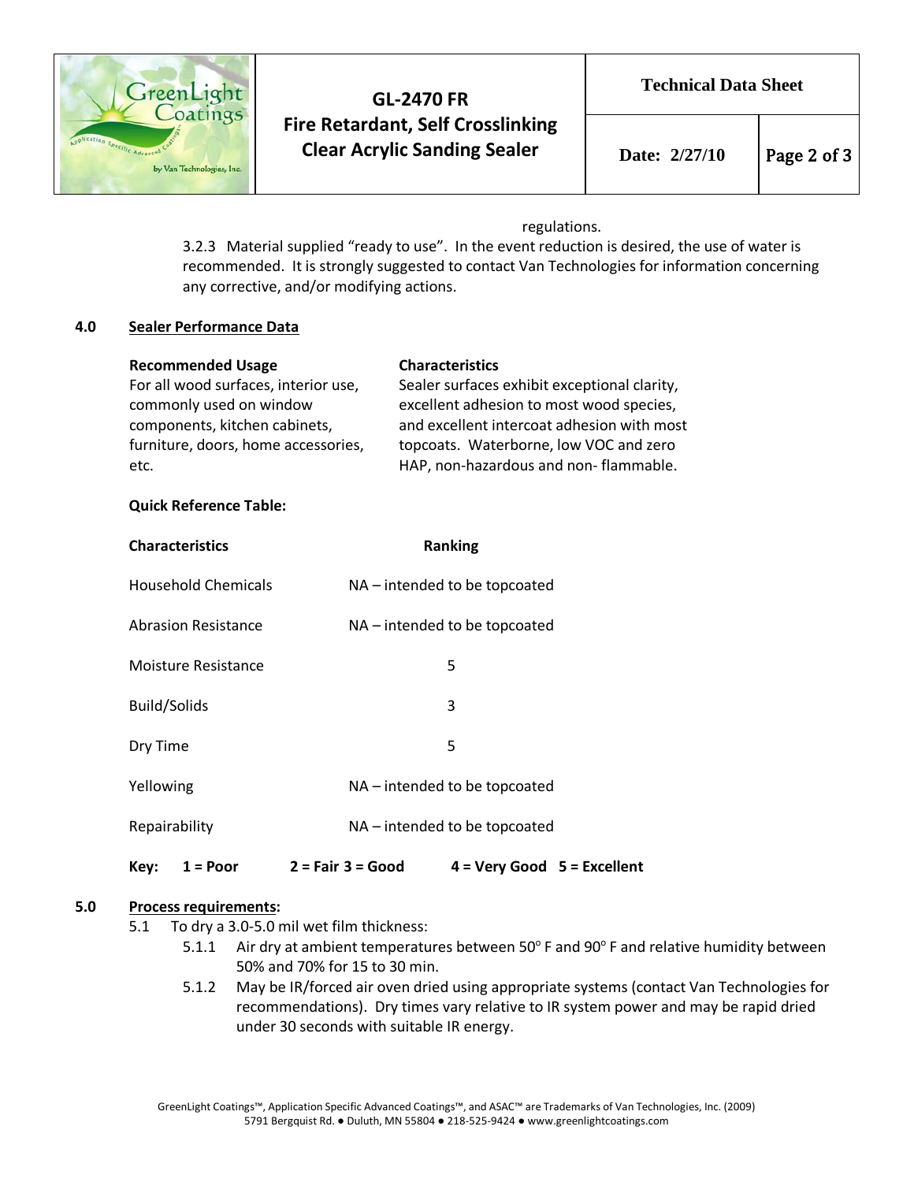regulations.

3.2.3 Material supplied "ready to use". In the event reduction is desired, the use of water is recommended. It is strongly suggested to contact Van Technologies for information concerning any corrective, and/or modifying actions.

## 4.0 Sealer Performance Data

**Recommended Usage**

For all wood surfaces, interior use, commonly used on window components, kitchen cabinets, furniture, doors, home accessories, etc.

**Characteristics**

Sealer surfaces exhibit exceptional clarity, excellent adhesion to most wood species, and excellent intercoat adhesion with most topcoats. Waterborne, low VOC and zero HAP, non-hazardous and non- flammable.

**Quick Reference Table:**

| Characteristics | Ranking |
|---|---|
| Household Chemicals | NA – intended to be topcoated |
| Abrasion Resistance | NA – intended to be topcoated |
| Moisture Resistance | 5 |
| Build/Solids | 3 |
| Dry Time | 5 |
| Yellowing | NA – intended to be topcoated |
| Repairability | NA – intended to be topcoated |

**Key: 1 = Poor 2 = Fair 3 = Good 4 = Very Good 5 = Excellent**

## 5.0 Process requirements:

5.1 To dry a 3.0-5.0 mil wet film thickness:

5.1.1 Air dry at ambient temperatures between 50° F and 90° F and relative humidity between 50% and 70% for 15 to 30 min.

5.1.2 May be IR/forced air oven dried using appropriate systems (contact Van Technologies for recommendations). Dry times vary relative to IR system power and may be rapid dried under 30 seconds with suitable IR energy.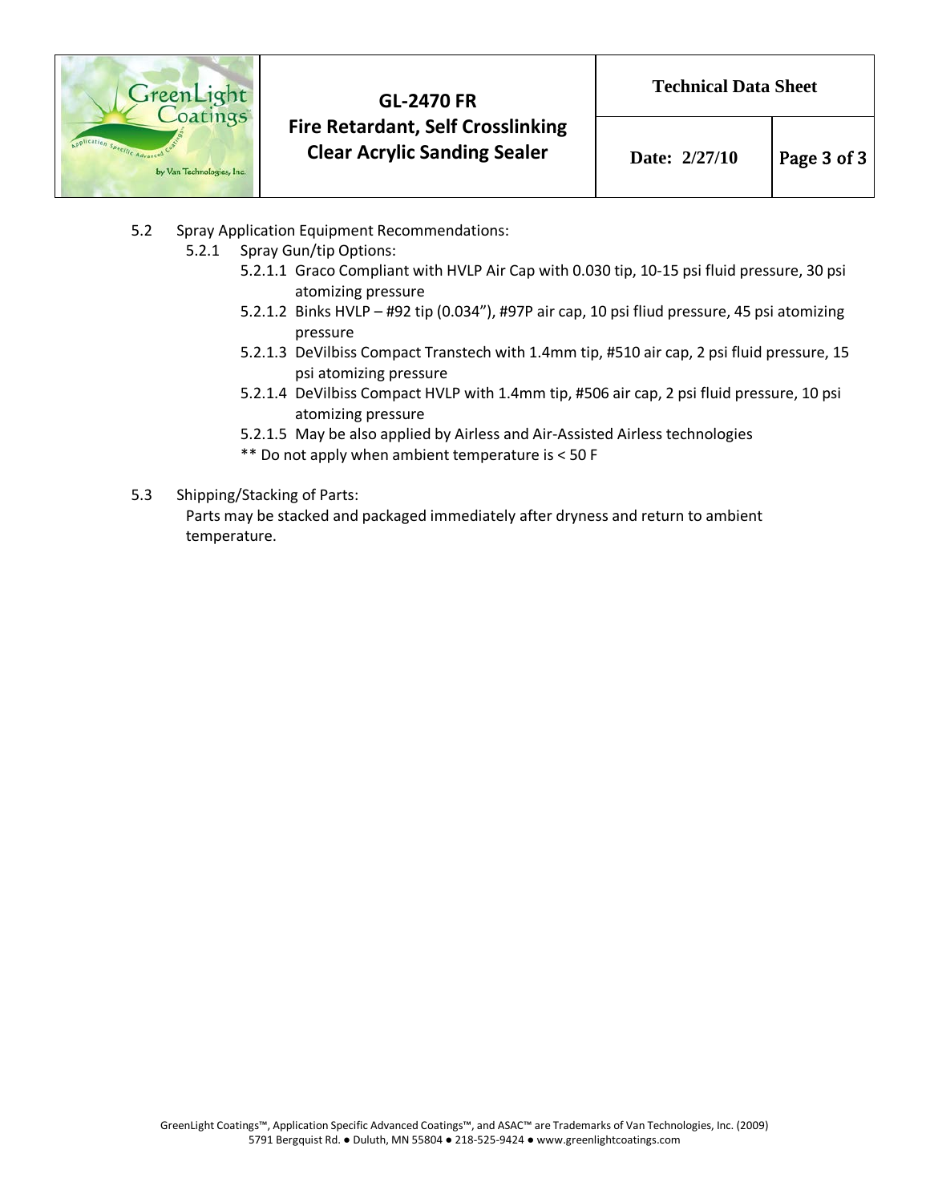- 5.2 Spray Application Equipment Recommendations:
  - 5.2.1 Spray Gun/tip Options:
    - 5.2.1.1 Graco Compliant with HVLP Air Cap with 0.030 tip, 10-15 psi fluid pressure, 30 psi atomizing pressure
    - 5.2.1.2 Binks HVLP – #92 tip (0.034”), #97P air cap, 10 psi fliud pressure, 45 psi atomizing pressure
    - 5.2.1.3 DeVilbiss Compact Transtech with 1.4mm tip, #510 air cap, 2 psi fluid pressure, 15 psi atomizing pressure
    - 5.2.1.4 DeVilbiss Compact HVLP with 1.4mm tip, #506 air cap, 2 psi fluid pressure, 10 psi atomizing pressure
    - 5.2.1.5 May be also applied by Airless and Air-Assisted Airless technologies

    ** Do not apply when ambient temperature is < 50 F

- 5.3 Shipping/Stacking of Parts:

  Parts may be stacked and packaged immediately after dryness and return to ambient temperature.